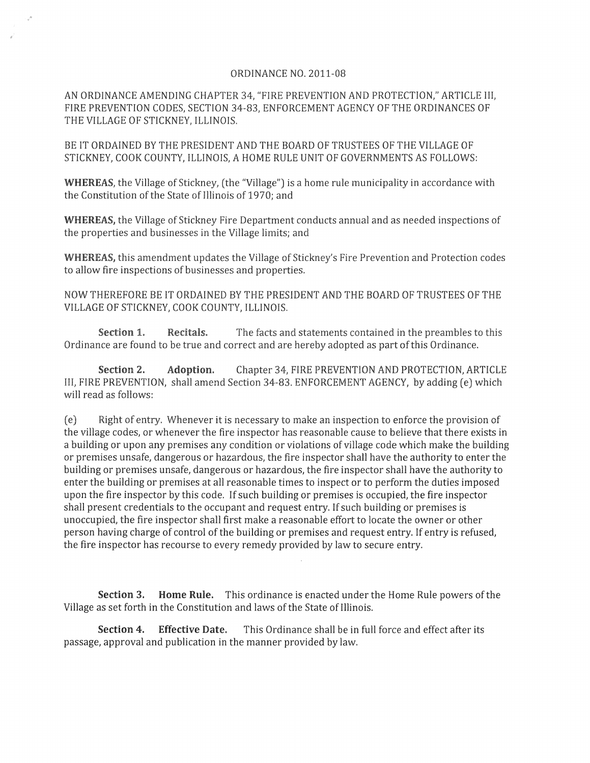ORDINANCE NO. 2011-08

AN ORDINANCE AMENDING CHAPTER 34, "FIRE PREVENTION AND PROTECTION," ARTICLE III, FIRE PREVENTION CODES, SECTION 34-83, ENFORCEMENT AGENCY OF THE ORDINANCES OF THE VILLAGE OF STICKNEY, ILLINOIS.

BE IT ORDAINED BY THE PRESIDENT AND THE BOARD OF TRUSTEES OF THE VILLAGE OF STICKNEY, COOK COUNTY, ILLINOIS, A HOME RULE UNIT OF GOVERNMENTS AS FOLLOWS:

**WHEREAS**, the Village of Stickney, (the "Village") is a home rule municipality in accordance with the Constitution of the State of Illinois of 1970; and

**WHEREAS,** the Village of Stickney Fire Department conducts annual and as needed inspections of the properties and businesses in the Village limits; and

**WHEREAS,** this amendment updates the Village of Stickney's Fire Prevention and Protection codes to allow fire inspections of businesses and properties.

NOW THEREFORE BE IT ORDAINED BY THE PRESIDENT AND THE BOARD OF TRUSTEES OF THE VILLAGE OF STICKNEY, COOK COUNTY, ILLINOIS.

**Section 1. Recitals.** The facts and statements contained in the preambles to this Ordinance are found to be true and correct and are hereby adopted as part of this Ordinance.

**Section 2. Adoption.** Chapter 34, FIRE PREVENTION AND PROTECTION, ARTICLE III, FIRE PREVENTION, shall amend Section 34-83. ENFORCEMENT AGENCY, by adding (e) which will read as follows:

(e) Right of entry. Whenever it is necessary to make an inspection to enforce the provision of the village codes, or whenever the fire inspector has reasonable cause to believe that there exists in a building or upon any premises any condition or violations of village code which make the building or premises unsafe, dangerous or hazardous, the fire inspector shall have the authority to enter the building or premises unsafe, dangerous or hazardous, the fire inspector shall have the authority to enter the building or premises at all reasonable times to inspect or to perform the duties imposed upon the fire inspector by this code. If such building or premises is occupied, the fire inspector shall present credentials to the occupant and request entry. If such building or premises is unoccupied, the fire inspector shall first make a reasonable effort to locate the owner or other person having charge of control of the building or premises and request entry. If entry is refused, the fire inspector has recourse to every remedy provided by law to secure entry.

**Section 3. Home Rule.** This ordinance is enacted under the Home Rule powers of the Village as set forth in the Constitution and laws of the State of Illinois.

**Section 4. Effective Date.** This Ordinance shall be in full force and effect after its passage, approval and publication in the manner provided by law.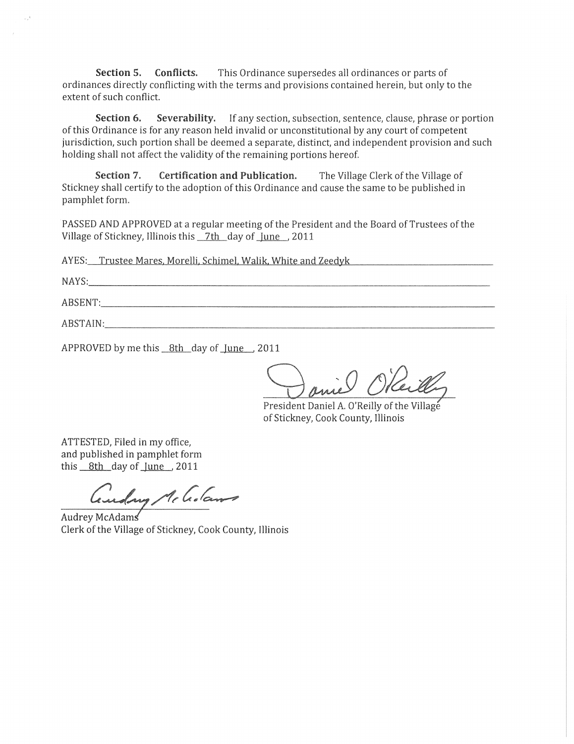**Section 5. Conflicts.** This Ordinance supersedes all ordinances or parts of ordinances directly conflicting with the terms and provisions contained herein, but only to the extent of such conflict.

**Section 6. Severability.** If any section, subsection, sentence, clause, phrase or portion of this Ordinance is for any reason held invalid or unconstitutional by any court of competent jurisdiction, such portion shall be deemed a separate, distinct, and independent provision and such holding shall not affect the validity of the remaining portions hereof.

**Section 7. Certification and Publication.** The Village Clerk of the Village of Stickney shall certify to the adoption of this Ordinance and cause the same to be published in pamphlet form.

PASSED AND APPROVED at a regular meeting of the President and the Board of Trustees of the Village of Stickney, Illinois this 7th day of June, 2011

AYES: Trustee Mares, Morelli, Schimel, Walik, White and Zeedyk

NAYS: ______

ABSENT: ______

ABSTAIN: ______

APPROVED by me this 8th day of June, 2011

Daniel O'Reilly
President Daniel A. O'Reilly of the Village of Stickney, Cook County, Illinois

ATTESTED, Filed in my office, and published in pamphlet form this 8th day of June, 2011

Audrey McAdams
Audrey McAdams
Clerk of the Village of Stickney, Cook County, Illinois